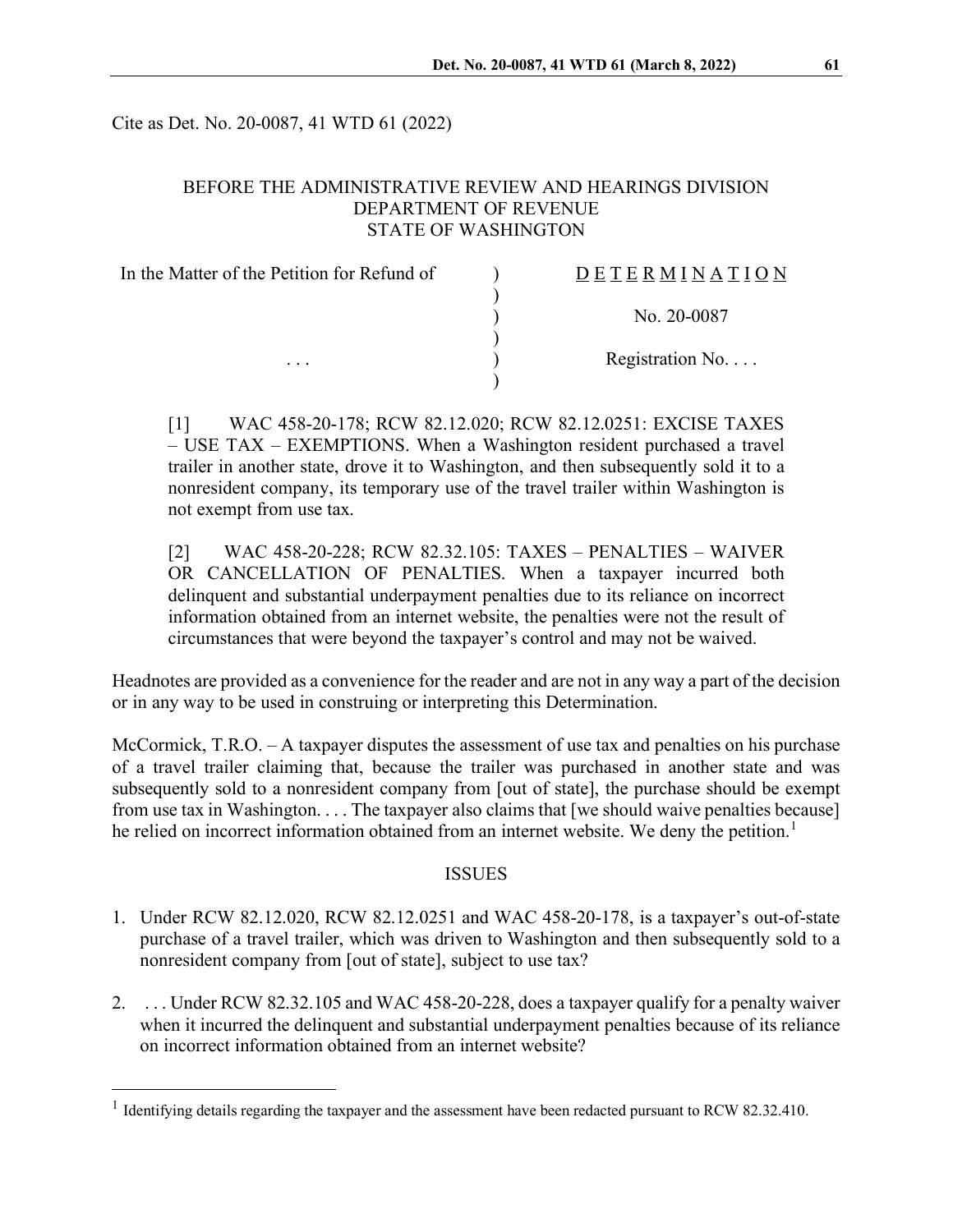Cite as Det. No. 20-0087, 41 WTD 61 (2022)

BEFORE THE ADMINISTRATIVE REVIEW AND HEARINGS DIVISION
DEPARTMENT OF REVENUE
STATE OF WASHINGTON

| In the Matter of the Petition for Refund of | ) | D E T E R M I N A T I O N |
|---|---|---|
| | ) | |
| | ) | No. 20-0087 |
| | ) | |
| . . . | ) | Registration No. . . . |
| | ) | |

> [1] WAC 458-20-178; RCW 82.12.020; RCW 82.12.0251: EXCISE TAXES – USE TAX – EXEMPTIONS. When a Washington resident purchased a travel trailer in another state, drove it to Washington, and then subsequently sold it to a nonresident company, its temporary use of the travel trailer within Washington is not exempt from use tax.
>
> [2] WAC 458-20-228; RCW 82.32.105: TAXES – PENALTIES – WAIVER OR CANCELLATION OF PENALTIES. When a taxpayer incurred both delinquent and substantial underpayment penalties due to its reliance on incorrect information obtained from an internet website, the penalties were not the result of circumstances that were beyond the taxpayer's control and may not be waived.

Headnotes are provided as a convenience for the reader and are not in any way a part of the decision or in any way to be used in construing or interpreting this Determination.

McCormick, T.R.O. – A taxpayer disputes the assessment of use tax and penalties on his purchase of a travel trailer claiming that, because the trailer was purchased in another state and was subsequently sold to a nonresident company from [out of state], the purchase should be exempt from use tax in Washington. . . . The taxpayer also claims that [we should waive penalties because] he relied on incorrect information obtained from an internet website. We deny the petition.[1]

## ISSUES

1. Under RCW 82.12.020, RCW 82.12.0251 and WAC 458-20-178, is a taxpayer's out-of-state purchase of a travel trailer, which was driven to Washington and then subsequently sold to a nonresident company from [out of state], subject to use tax?

2. . . . Under RCW 82.32.105 and WAC 458-20-228, does a taxpayer qualify for a penalty waiver when it incurred the delinquent and substantial underpayment penalties because of its reliance on incorrect information obtained from an internet website?

---

[1] Identifying details regarding the taxpayer and the assessment have been redacted pursuant to RCW 82.32.410.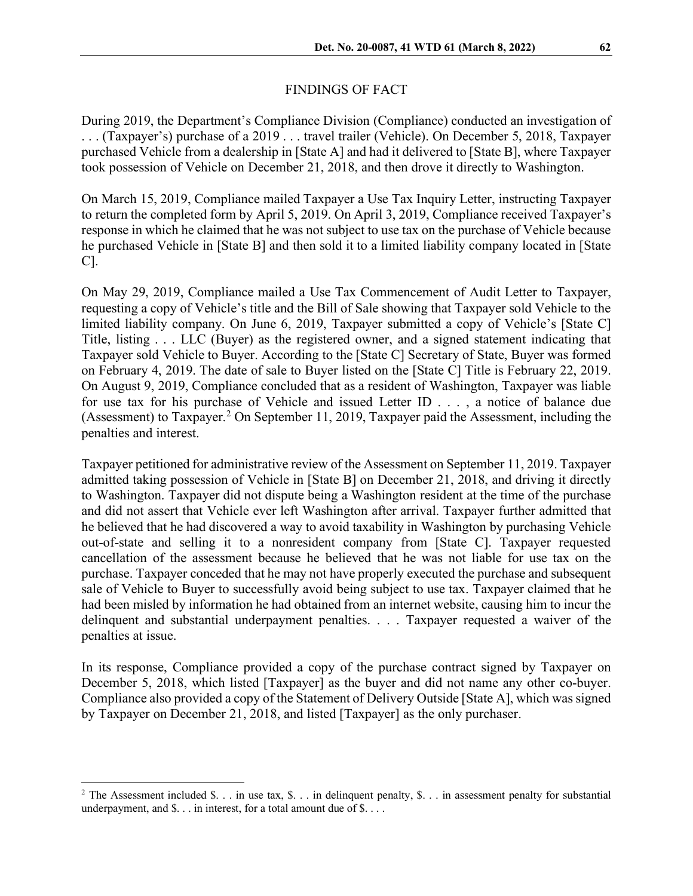## FINDINGS OF FACT

During 2019, the Department's Compliance Division (Compliance) conducted an investigation of . . . (Taxpayer's) purchase of a 2019 . . . travel trailer (Vehicle). On December 5, 2018, Taxpayer purchased Vehicle from a dealership in [State A] and had it delivered to [State B], where Taxpayer took possession of Vehicle on December 21, 2018, and then drove it directly to Washington.

On March 15, 2019, Compliance mailed Taxpayer a Use Tax Inquiry Letter, instructing Taxpayer to return the completed form by April 5, 2019. On April 3, 2019, Compliance received Taxpayer's response in which he claimed that he was not subject to use tax on the purchase of Vehicle because he purchased Vehicle in [State B] and then sold it to a limited liability company located in [State C].

On May 29, 2019, Compliance mailed a Use Tax Commencement of Audit Letter to Taxpayer, requesting a copy of Vehicle's title and the Bill of Sale showing that Taxpayer sold Vehicle to the limited liability company. On June 6, 2019, Taxpayer submitted a copy of Vehicle's [State C] Title, listing . . . LLC (Buyer) as the registered owner, and a signed statement indicating that Taxpayer sold Vehicle to Buyer. According to the [State C] Secretary of State, Buyer was formed on February 4, 2019. The date of sale to Buyer listed on the [State C] Title is February 22, 2019. On August 9, 2019, Compliance concluded that as a resident of Washington, Taxpayer was liable for use tax for his purchase of Vehicle and issued Letter ID . . . , a notice of balance due (Assessment) to Taxpayer.[2] On September 11, 2019, Taxpayer paid the Assessment, including the penalties and interest.

Taxpayer petitioned for administrative review of the Assessment on September 11, 2019. Taxpayer admitted taking possession of Vehicle in [State B] on December 21, 2018, and driving it directly to Washington. Taxpayer did not dispute being a Washington resident at the time of the purchase and did not assert that Vehicle ever left Washington after arrival. Taxpayer further admitted that he believed that he had discovered a way to avoid taxability in Washington by purchasing Vehicle out-of-state and selling it to a nonresident company from [State C]. Taxpayer requested cancellation of the assessment because he believed that he was not liable for use tax on the purchase. Taxpayer conceded that he may not have properly executed the purchase and subsequent sale of Vehicle to Buyer to successfully avoid being subject to use tax. Taxpayer claimed that he had been misled by information he had obtained from an internet website, causing him to incur the delinquent and substantial underpayment penalties. . . . Taxpayer requested a waiver of the penalties at issue.

In its response, Compliance provided a copy of the purchase contract signed by Taxpayer on December 5, 2018, which listed [Taxpayer] as the buyer and did not name any other co-buyer. Compliance also provided a copy of the Statement of Delivery Outside [State A], which was signed by Taxpayer on December 21, 2018, and listed [Taxpayer] as the only purchaser.

---

[2] The Assessment included $. . . in use tax, $. . . in delinquent penalty, $. . . in assessment penalty for substantial underpayment, and $. . . in interest, for a total amount due of $. . . .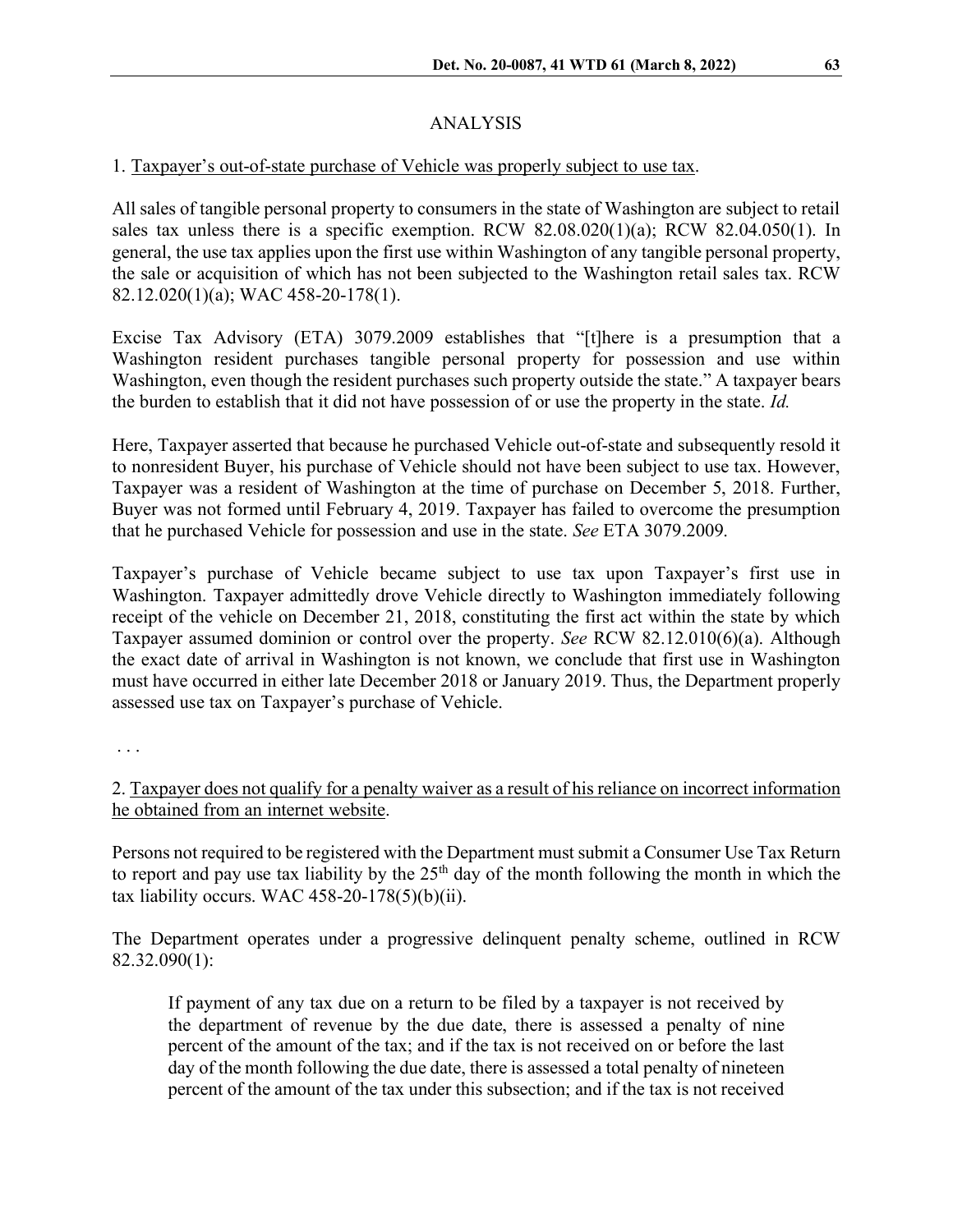## ANALYSIS

1. <u>Taxpayer's out-of-state purchase of Vehicle was properly subject to use tax</u>.

All sales of tangible personal property to consumers in the state of Washington are subject to retail sales tax unless there is a specific exemption. RCW 82.08.020(1)(a); RCW 82.04.050(1). In general, the use tax applies upon the first use within Washington of any tangible personal property, the sale or acquisition of which has not been subjected to the Washington retail sales tax. RCW 82.12.020(1)(a); WAC 458-20-178(1).

Excise Tax Advisory (ETA) 3079.2009 establishes that "[t]here is a presumption that a Washington resident purchases tangible personal property for possession and use within Washington, even though the resident purchases such property outside the state." A taxpayer bears the burden to establish that it did not have possession of or use the property in the state. *Id.*

Here, Taxpayer asserted that because he purchased Vehicle out-of-state and subsequently resold it to nonresident Buyer, his purchase of Vehicle should not have been subject to use tax. However, Taxpayer was a resident of Washington at the time of purchase on December 5, 2018. Further, Buyer was not formed until February 4, 2019. Taxpayer has failed to overcome the presumption that he purchased Vehicle for possession and use in the state. *See* ETA 3079.2009.

Taxpayer's purchase of Vehicle became subject to use tax upon Taxpayer's first use in Washington. Taxpayer admittedly drove Vehicle directly to Washington immediately following receipt of the vehicle on December 21, 2018, constituting the first act within the state by which Taxpayer assumed dominion or control over the property. *See* RCW 82.12.010(6)(a). Although the exact date of arrival in Washington is not known, we conclude that first use in Washington must have occurred in either late December 2018 or January 2019. Thus, the Department properly assessed use tax on Taxpayer's purchase of Vehicle.

. . .

2. <u>Taxpayer does not qualify for a penalty waiver as a result of his reliance on incorrect information he obtained from an internet website</u>.

Persons not required to be registered with the Department must submit a Consumer Use Tax Return to report and pay use tax liability by the 25th day of the month following the month in which the tax liability occurs. WAC 458-20-178(5)(b)(ii).

The Department operates under a progressive delinquent penalty scheme, outlined in RCW 82.32.090(1):

> If payment of any tax due on a return to be filed by a taxpayer is not received by the department of revenue by the due date, there is assessed a penalty of nine percent of the amount of the tax; and if the tax is not received on or before the last day of the month following the due date, there is assessed a total penalty of nineteen percent of the amount of the tax under this subsection; and if the tax is not received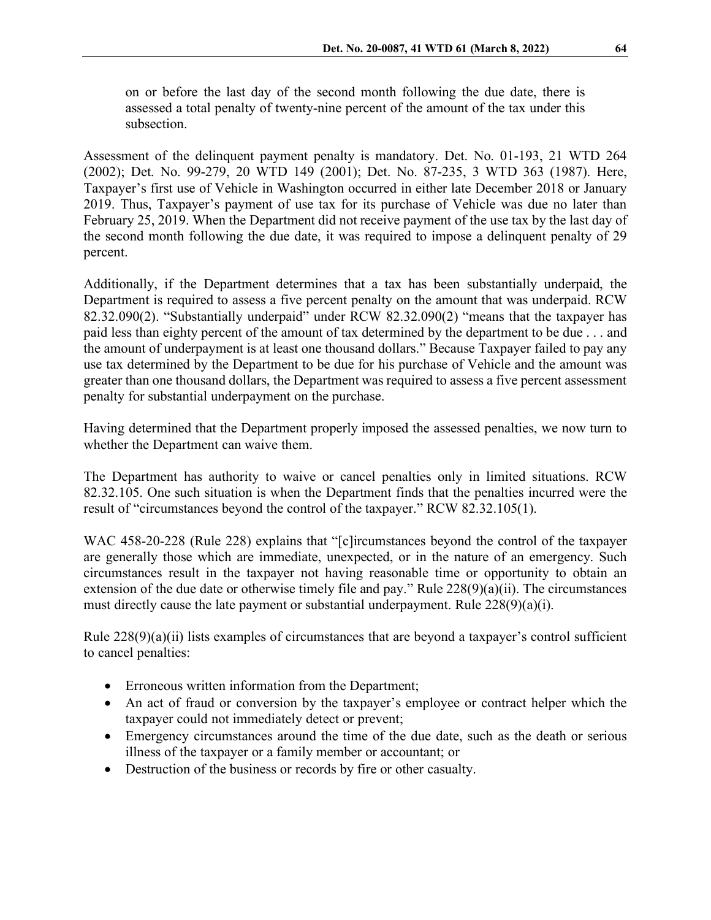> on or before the last day of the second month following the due date, there is assessed a total penalty of twenty-nine percent of the amount of the tax under this subsection.

Assessment of the delinquent payment penalty is mandatory. Det. No. 01-193, 21 WTD 264 (2002); Det. No. 99-279, 20 WTD 149 (2001); Det. No. 87-235, 3 WTD 363 (1987). Here, Taxpayer's first use of Vehicle in Washington occurred in either late December 2018 or January 2019. Thus, Taxpayer's payment of use tax for its purchase of Vehicle was due no later than February 25, 2019. When the Department did not receive payment of the use tax by the last day of the second month following the due date, it was required to impose a delinquent penalty of 29 percent.

Additionally, if the Department determines that a tax has been substantially underpaid, the Department is required to assess a five percent penalty on the amount that was underpaid. RCW 82.32.090(2). "Substantially underpaid" under RCW 82.32.090(2) "means that the taxpayer has paid less than eighty percent of the amount of tax determined by the department to be due . . . and the amount of underpayment is at least one thousand dollars." Because Taxpayer failed to pay any use tax determined by the Department to be due for his purchase of Vehicle and the amount was greater than one thousand dollars, the Department was required to assess a five percent assessment penalty for substantial underpayment on the purchase.

Having determined that the Department properly imposed the assessed penalties, we now turn to whether the Department can waive them.

The Department has authority to waive or cancel penalties only in limited situations. RCW 82.32.105. One such situation is when the Department finds that the penalties incurred were the result of "circumstances beyond the control of the taxpayer." RCW 82.32.105(1).

WAC 458-20-228 (Rule 228) explains that "[c]ircumstances beyond the control of the taxpayer are generally those which are immediate, unexpected, or in the nature of an emergency. Such circumstances result in the taxpayer not having reasonable time or opportunity to obtain an extension of the due date or otherwise timely file and pay." Rule 228(9)(a)(ii). The circumstances must directly cause the late payment or substantial underpayment. Rule 228(9)(a)(i).

Rule 228(9)(a)(ii) lists examples of circumstances that are beyond a taxpayer's control sufficient to cancel penalties:

- Erroneous written information from the Department;
- An act of fraud or conversion by the taxpayer's employee or contract helper which the taxpayer could not immediately detect or prevent;
- Emergency circumstances around the time of the due date, such as the death or serious illness of the taxpayer or a family member or accountant; or
- Destruction of the business or records by fire or other casualty.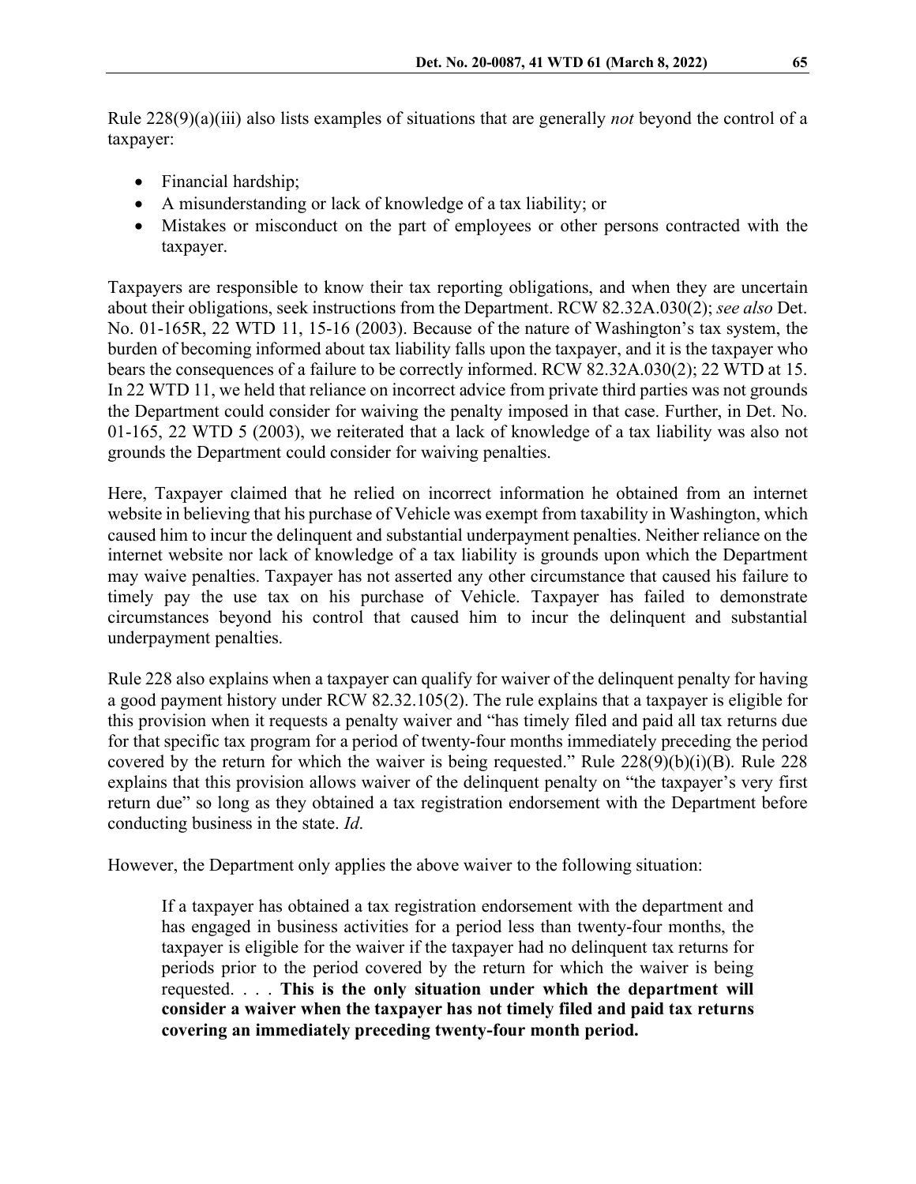Rule 228(9)(a)(iii) also lists examples of situations that are generally *not* beyond the control of a taxpayer:

- Financial hardship;
- A misunderstanding or lack of knowledge of a tax liability; or
- Mistakes or misconduct on the part of employees or other persons contracted with the taxpayer.

Taxpayers are responsible to know their tax reporting obligations, and when they are uncertain about their obligations, seek instructions from the Department. RCW 82.32A.030(2); *see also* Det. No. 01-165R, 22 WTD 11, 15-16 (2003). Because of the nature of Washington's tax system, the burden of becoming informed about tax liability falls upon the taxpayer, and it is the taxpayer who bears the consequences of a failure to be correctly informed. RCW 82.32A.030(2); 22 WTD at 15. In 22 WTD 11, we held that reliance on incorrect advice from private third parties was not grounds the Department could consider for waiving the penalty imposed in that case. Further, in Det. No. 01-165, 22 WTD 5 (2003), we reiterated that a lack of knowledge of a tax liability was also not grounds the Department could consider for waiving penalties.

Here, Taxpayer claimed that he relied on incorrect information he obtained from an internet website in believing that his purchase of Vehicle was exempt from taxability in Washington, which caused him to incur the delinquent and substantial underpayment penalties. Neither reliance on the internet website nor lack of knowledge of a tax liability is grounds upon which the Department may waive penalties. Taxpayer has not asserted any other circumstance that caused his failure to timely pay the use tax on his purchase of Vehicle. Taxpayer has failed to demonstrate circumstances beyond his control that caused him to incur the delinquent and substantial underpayment penalties.

Rule 228 also explains when a taxpayer can qualify for waiver of the delinquent penalty for having a good payment history under RCW 82.32.105(2). The rule explains that a taxpayer is eligible for this provision when it requests a penalty waiver and "has timely filed and paid all tax returns due for that specific tax program for a period of twenty-four months immediately preceding the period covered by the return for which the waiver is being requested." Rule 228(9)(b)(i)(B). Rule 228 explains that this provision allows waiver of the delinquent penalty on "the taxpayer's very first return due" so long as they obtained a tax registration endorsement with the Department before conducting business in the state. *Id*.

However, the Department only applies the above waiver to the following situation:

> If a taxpayer has obtained a tax registration endorsement with the department and has engaged in business activities for a period less than twenty-four months, the taxpayer is eligible for the waiver if the taxpayer had no delinquent tax returns for periods prior to the period covered by the return for which the waiver is being requested. . . . **This is the only situation under which the department will consider a waiver when the taxpayer has not timely filed and paid tax returns covering an immediately preceding twenty-four month period.**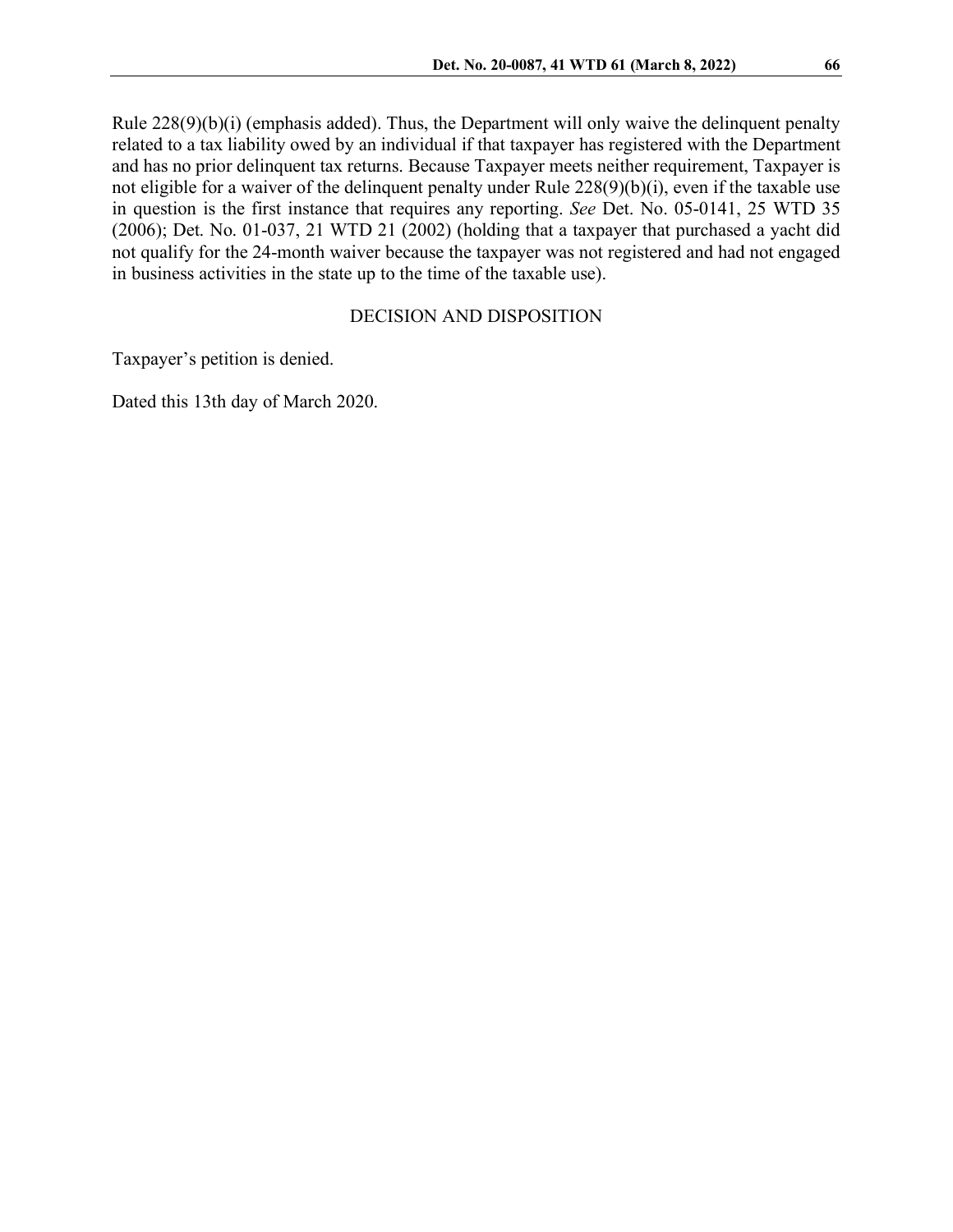Rule 228(9)(b)(i) (emphasis added). Thus, the Department will only waive the delinquent penalty related to a tax liability owed by an individual if that taxpayer has registered with the Department and has no prior delinquent tax returns. Because Taxpayer meets neither requirement, Taxpayer is not eligible for a waiver of the delinquent penalty under Rule 228(9)(b)(i), even if the taxable use in question is the first instance that requires any reporting. *See* Det. No. 05-0141, 25 WTD 35 (2006); Det. No. 01-037, 21 WTD 21 (2002) (holding that a taxpayer that purchased a yacht did not qualify for the 24-month waiver because the taxpayer was not registered and had not engaged in business activities in the state up to the time of the taxable use).

## DECISION AND DISPOSITION

Taxpayer's petition is denied.

Dated this 13th day of March 2020.